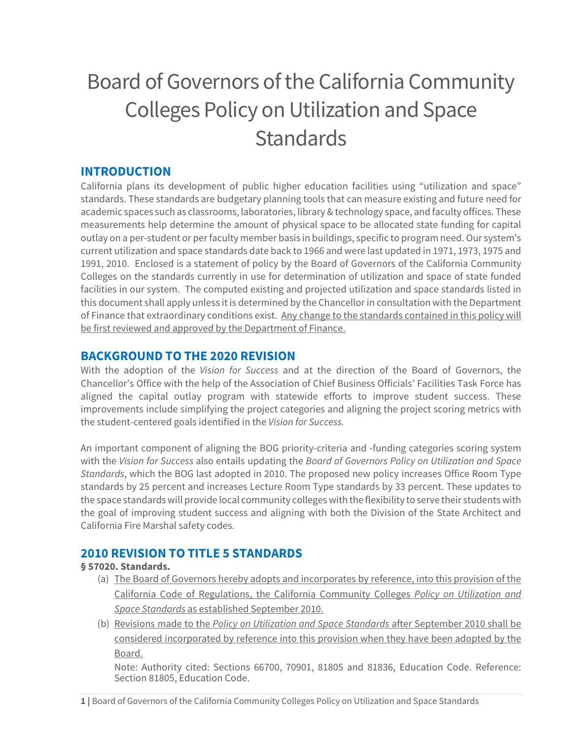# Board of Governors of the California Community Colleges Policy on Utilization and Space Standards

## INTRODUCTION

California plans its development of public higher education facilities using "utilization and space" standards. These standards are budgetary planning tools that can measure existing and future need for academic spaces such as classrooms, laboratories, library & technology space, and faculty offices. These measurements help determine the amount of physical space to be allocated state funding for capital outlay on a per-student or per faculty member basis in buildings, specific to program need. Our system's current utilization and space standards date back to 1966 and were last updated in 1971, 1973, 1975 and 1991, 2010. Enclosed is a statement of policy by the Board of Governors of the California Community Colleges on the standards currently in use for determination of utilization and space of state funded facilities in our system. The computed existing and projected utilization and space standards listed in this document shall apply unless it is determined by the Chancellor in consultation with the Department of Finance that extraordinary conditions exist. <u>Any change to the standards contained in this policy will be first reviewed and approved by the Department of Finance.</u>

## BACKGROUND TO THE 2020 REVISION

With the adoption of the *Vision for Success* and at the direction of the Board of Governors, the Chancellor's Office with the help of the Association of Chief Business Officials' Facilities Task Force has aligned the capital outlay program with statewide efforts to improve student success. These improvements include simplifying the project categories and aligning the project scoring metrics with the student-centered goals identified in the *Vision for Success.*

An important component of aligning the BOG priority-criteria and -funding categories scoring system with the *Vision for Success* also entails updating the *Board of Governors Policy on Utilization and Space Standards*, which the BOG last adopted in 2010. The proposed new policy increases Office Room Type standards by 25 percent and increases Lecture Room Type standards by 33 percent. These updates to the space standards will provide local community colleges with the flexibility to serve their students with the goal of improving student success and aligning with both the Division of the State Architect and California Fire Marshal safety codes.

## 2010 REVISION TO TITLE 5 STANDARDS

**§ 57020. Standards.**

(a) <u>The Board of Governors hereby adopts and incorporates by reference, into this provision of the California Code of Regulations, the California Community Colleges *Policy on Utilization and Space Standards* as established September 2010.</u>

(b) <u>Revisions made to the *Policy on Utilization and Space Standards* after September 2010 shall be considered incorporated by reference into this provision when they have been adopted by the Board.</u>

Note: Authority cited: Sections 66700, 70901, 81805 and 81836, Education Code. Reference: Section 81805, Education Code.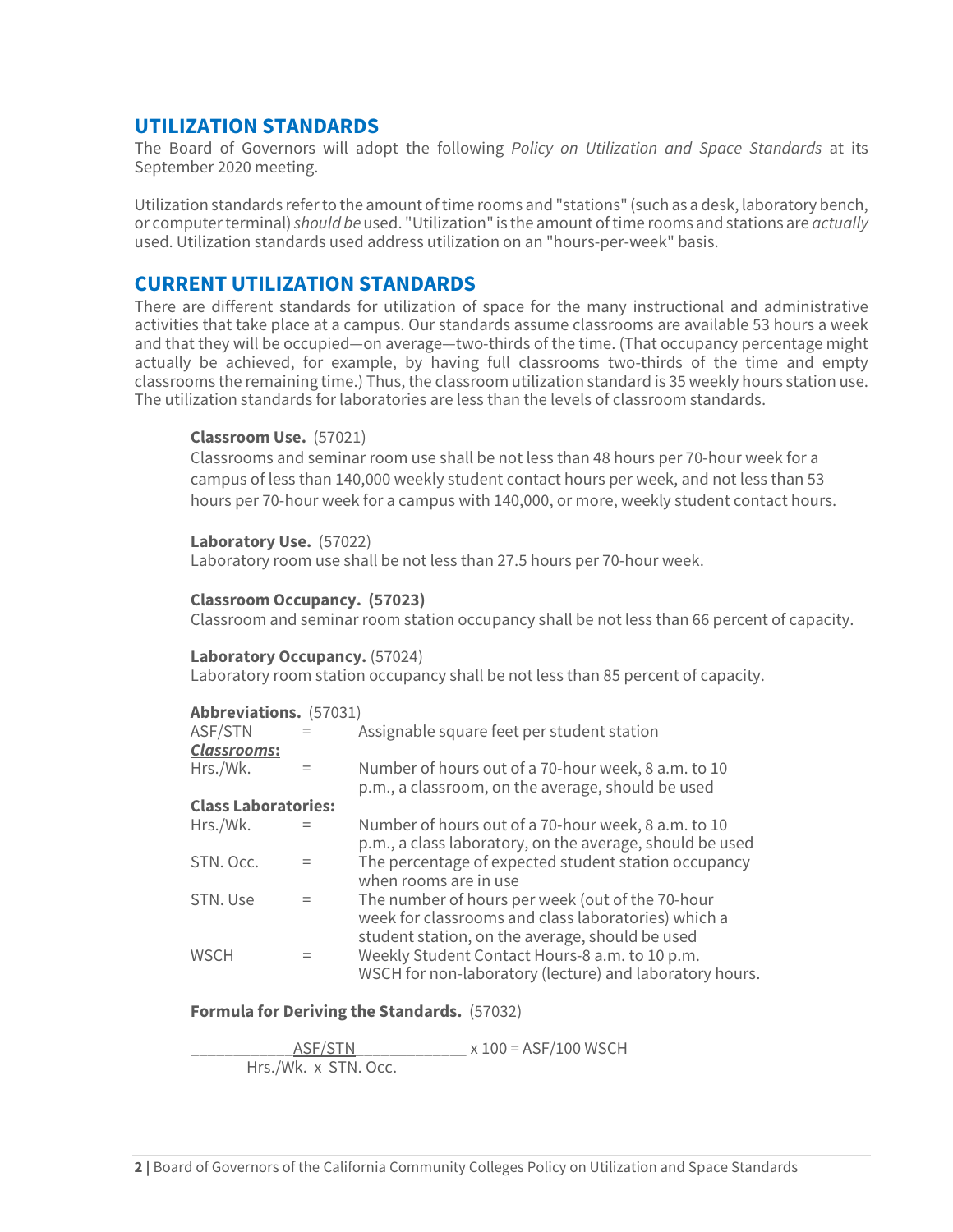## UTILIZATION STANDARDS

The Board of Governors will adopt the following *Policy on Utilization and Space Standards* at its September 2020 meeting.

Utilization standards refer to the amount of time rooms and "stations" (such as a desk, laboratory bench, or computer terminal) *should be* used. "Utilization" is the amount of time rooms and stations are *actually* used. Utilization standards used address utilization on an "hours-per-week" basis.

## CURRENT UTILIZATION STANDARDS

There are different standards for utilization of space for the many instructional and administrative activities that take place at a campus. Our standards assume classrooms are available 53 hours a week and that they will be occupied—on average—two-thirds of the time. (That occupancy percentage might actually be achieved, for example, by having full classrooms two-thirds of the time and empty classrooms the remaining time.) Thus, the classroom utilization standard is 35 weekly hours station use. The utilization standards for laboratories are less than the levels of classroom standards.

**Classroom Use.** (57021)
Classrooms and seminar room use shall be not less than 48 hours per 70-hour week for a campus of less than 140,000 weekly student contact hours per week, and not less than 53 hours per 70-hour week for a campus with 140,000, or more, weekly student contact hours.

**Laboratory Use.** (57022)
Laboratory room use shall be not less than 27.5 hours per 70-hour week.

**Classroom Occupancy. (57023)**
Classroom and seminar room station occupancy shall be not less than 66 percent of capacity.

**Laboratory Occupancy.** (57024)
Laboratory room station occupancy shall be not less than 85 percent of capacity.

**Abbreviations.** (57031)

| | | |
|---|---|---|
| ASF/STN | = | Assignable square feet per student station |
| ***Classrooms*:** | | |
| Hrs./Wk. | = | Number of hours out of a 70-hour week, 8 a.m. to 10 p.m., a classroom, on the average, should be used |
| **Class Laboratories:** | | |
| Hrs./Wk. | = | Number of hours out of a 70-hour week, 8 a.m. to 10 p.m., a class laboratory, on the average, should be used |
| STN. Occ. | = | The percentage of expected student station occupancy when rooms are in use |
| STN. Use | = | The number of hours per week (out of the 70-hour week for classrooms and class laboratories) which a student station, on the average, should be used |
| WSCH | = | Weekly Student Contact Hours-8 a.m. to 10 p.m. WSCH for non-laboratory (lecture) and laboratory hours. |

**Formula for Deriving the Standards.** (57032)

$$\frac{\text{ASF/STN}}{\text{Hrs./Wk.} \times \text{STN. Occ.}} \times 100 = \text{ASF/100 WSCH}$$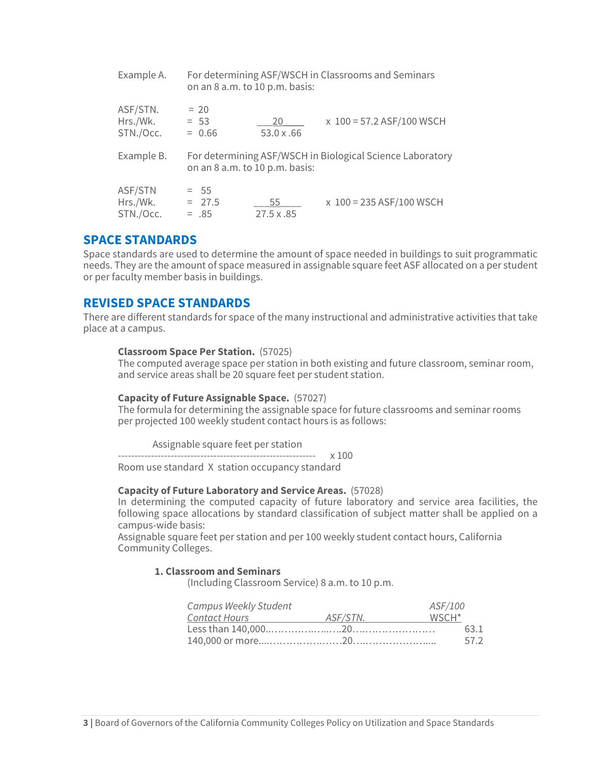Example A. For determining ASF/WSCH in Classrooms and Seminars on an 8 a.m. to 10 p.m. basis:

ASF/STN. = 20
Hrs./Wk. = 53
STN./Occ. = 0.66

$$\frac{20}{53.0 \times .66} \times 100 = 57.2 \text{ ASF/100 WSCH}$$

Example B. For determining ASF/WSCH in Biological Science Laboratory on an 8 a.m. to 10 p.m. basis:

ASF/STN = 55
Hrs./Wk. = 27.5
STN./Occ. = .85

$$\frac{55}{27.5 \times .85} \times 100 = 235 \text{ ASF/100 WSCH}$$

## SPACE STANDARDS

Space standards are used to determine the amount of space needed in buildings to suit programmatic needs. They are the amount of space measured in assignable square feet ASF allocated on a per student or per faculty member basis in buildings.

## REVISED SPACE STANDARDS

There are different standards for space of the many instructional and administrative activities that take place at a campus.

**Classroom Space Per Station.** (57025)
The computed average space per station in both existing and future classroom, seminar room, and service areas shall be 20 square feet per student station.

**Capacity of Future Assignable Space.** (57027)
The formula for determining the assignable space for future classrooms and seminar rooms per projected 100 weekly student contact hours is as follows:

$$\frac{\text{Assignable square feet per station}}{\text{Room use standard X station occupancy standard}} \times 100$$

**Capacity of Future Laboratory and Service Areas.** (57028)
In determining the computed capacity of future laboratory and service area facilities, the following space allocations by standard classification of subject matter shall be applied on a campus-wide basis:
Assignable square feet per station and per 100 weekly student contact hours, California Community Colleges.

**1. Classroom and Seminars**
(Including Classroom Service) 8 a.m. to 10 p.m.

| *Campus Weekly Student Contact Hours* | *ASF/STN.* | *ASF/100 WSCH** |
|---|---|---|
| Less than 140,000 | 20 | 63.1 |
| 140,000 or more | 20 | 57.2 |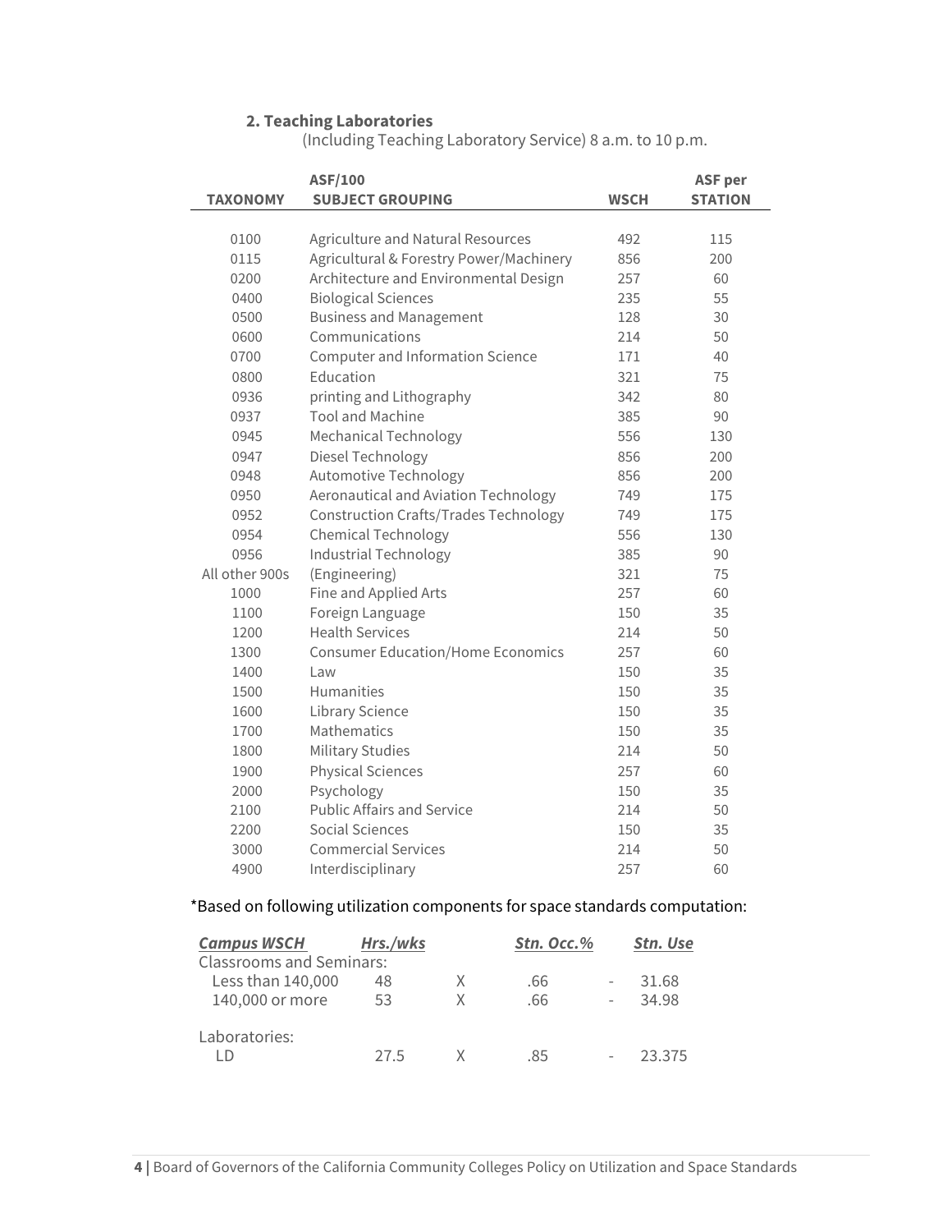**2. Teaching Laboratories**

(Including Teaching Laboratory Service) 8 a.m. to 10 p.m.

| TAXONOMY | ASF/100 SUBJECT GROUPING | WSCH | ASF per STATION |
|---|---|---|---|
| 0100 | Agriculture and Natural Resources | 492 | 115 |
| 0115 | Agricultural & Forestry Power/Machinery | 856 | 200 |
| 0200 | Architecture and Environmental Design | 257 | 60 |
| 0400 | Biological Sciences | 235 | 55 |
| 0500 | Business and Management | 128 | 30 |
| 0600 | Communications | 214 | 50 |
| 0700 | Computer and Information Science | 171 | 40 |
| 0800 | Education | 321 | 75 |
| 0936 | printing and Lithography | 342 | 80 |
| 0937 | Tool and Machine | 385 | 90 |
| 0945 | Mechanical Technology | 556 | 130 |
| 0947 | Diesel Technology | 856 | 200 |
| 0948 | Automotive Technology | 856 | 200 |
| 0950 | Aeronautical and Aviation Technology | 749 | 175 |
| 0952 | Construction Crafts/Trades Technology | 749 | 175 |
| 0954 | Chemical Technology | 556 | 130 |
| 0956 | Industrial Technology | 385 | 90 |
| All other 900s | (Engineering) | 321 | 75 |
| 1000 | Fine and Applied Arts | 257 | 60 |
| 1100 | Foreign Language | 150 | 35 |
| 1200 | Health Services | 214 | 50 |
| 1300 | Consumer Education/Home Economics | 257 | 60 |
| 1400 | Law | 150 | 35 |
| 1500 | Humanities | 150 | 35 |
| 1600 | Library Science | 150 | 35 |
| 1700 | Mathematics | 150 | 35 |
| 1800 | Military Studies | 214 | 50 |
| 1900 | Physical Sciences | 257 | 60 |
| 2000 | Psychology | 150 | 35 |
| 2100 | Public Affairs and Service | 214 | 50 |
| 2200 | Social Sciences | 150 | 35 |
| 3000 | Commercial Services | 214 | 50 |
| 4900 | Interdisciplinary | 257 | 60 |

*Based on following utilization components for space standards computation:

| ***Campus WSCH*** | ***Hrs./wks*** | | ***Stn. Occ.%*** | | ***Stn. Use*** |
|---|---|---|---|---|---|
| Classrooms and Seminars: | | | | | |
| Less than 140,000 | 48 | X | .66 | - | 31.68 |
| 140,000 or more | 53 | X | .66 | - | 34.98 |
| Laboratories: | | | | | |
| LD | 27.5 | X | .85 | - | 23.375 |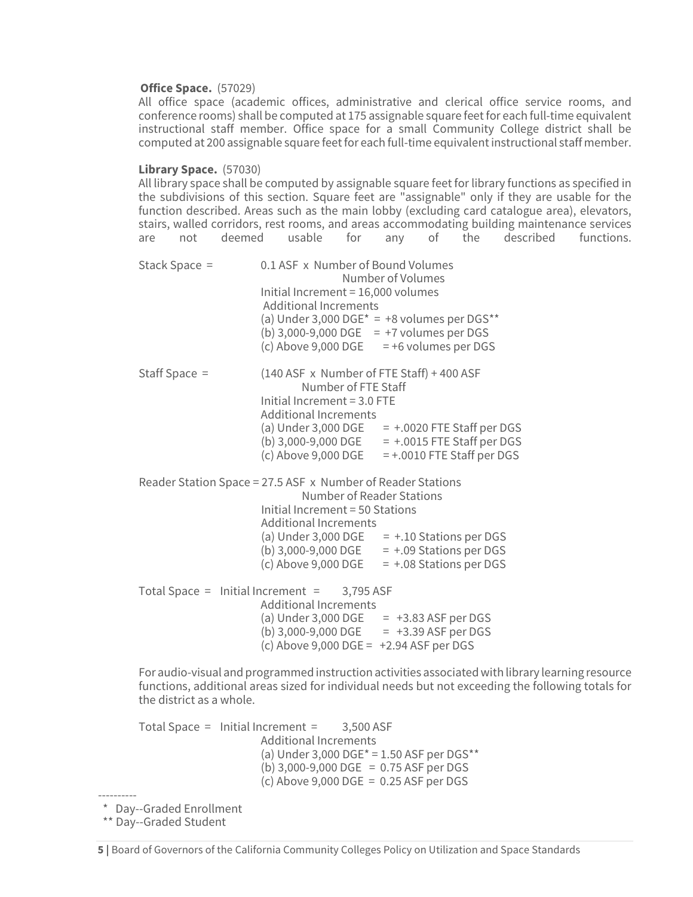**Office Space.** (57029)
All office space (academic offices, administrative and clerical office service rooms, and conference rooms) shall be computed at 175 assignable square feet for each full-time equivalent instructional staff member. Office space for a small Community College district shall be computed at 200 assignable square feet for each full-time equivalent instructional staff member.

**Library Space.** (57030)
All library space shall be computed by assignable square feet for library functions as specified in the subdivisions of this section. Square feet are "assignable" only if they are usable for the function described. Areas such as the main lobby (excluding card catalogue area), elevators, stairs, walled corridors, rest rooms, and areas accommodating building maintenance services are not deemed usable for any of the described functions.

Stack Space = 0.1 ASF x Number of Bound Volumes

Number of Volumes
Initial Increment = 16,000 volumes
Additional Increments
(a) Under 3,000 DGE* = +8 volumes per DGS**
(b) 3,000-9,000 DGE = +7 volumes per DGS
(c) Above 9,000 DGE = +6 volumes per DGS

Staff Space = (140 ASF x Number of FTE Staff) + 400 ASF

Number of FTE Staff
Initial Increment = 3.0 FTE
Additional Increments
(a) Under 3,000 DGE = +.0020 FTE Staff per DGS
(b) 3,000-9,000 DGE = +.0015 FTE Staff per DGS
(c) Above 9,000 DGE = +.0010 FTE Staff per DGS

Reader Station Space = 27.5 ASF x Number of Reader Stations

Number of Reader Stations
Initial Increment = 50 Stations
Additional Increments
(a) Under 3,000 DGE = +.10 Stations per DGS
(b) 3,000-9,000 DGE = +.09 Stations per DGS
(c) Above 9,000 DGE = +.08 Stations per DGS

Total Space = Initial Increment = 3,795 ASF
Additional Increments
(a) Under 3,000 DGE = +3.83 ASF per DGS
(b) 3,000-9,000 DGE = +3.39 ASF per DGS
(c) Above 9,000 DGE = +2.94 ASF per DGS

For audio-visual and programmed instruction activities associated with library learning resource functions, additional areas sized for individual needs but not exceeding the following totals for the district as a whole.

Total Space = Initial Increment = 3,500 ASF
Additional Increments
(a) Under 3,000 DGE* = 1.50 ASF per DGS**
(b) 3,000-9,000 DGE = 0.75 ASF per DGS
(c) Above 9,000 DGE = 0.25 ASF per DGS

----------

\* Day--Graded Enrollment
\** Day--Graded Student